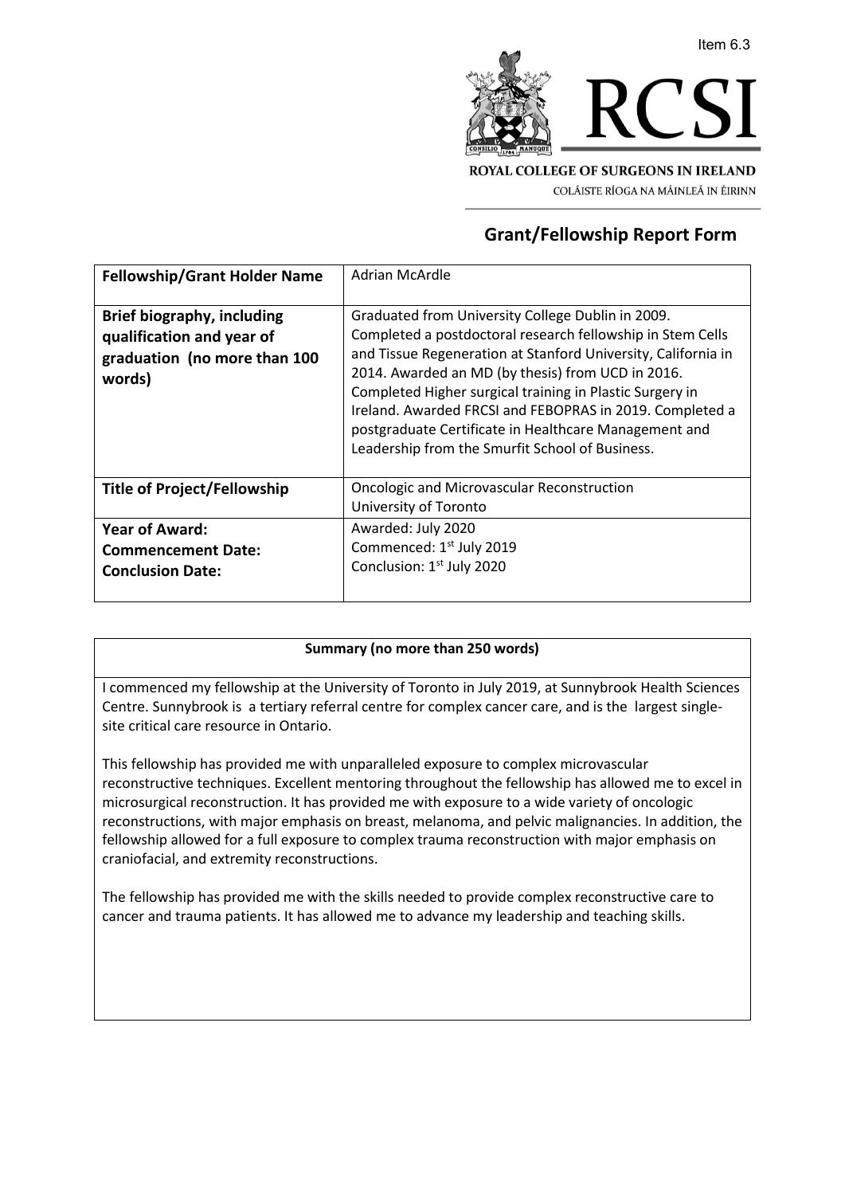Item 6.3

ROYAL COLLEGE OF SURGEONS IN IRELAND

COLÁISTE RÍOGA NA MÁINLEÁ IN ÉIRINN

## Grant/Fellowship Report Form

| **Fellowship/Grant Holder Name** | Adrian McArdle |
|---|---|
| **Brief biography, including qualification and year of graduation (no more than 100 words)** | Graduated from University College Dublin in 2009. Completed a postdoctoral research fellowship in Stem Cells and Tissue Regeneration at Stanford University, California in 2014. Awarded an MD (by thesis) from UCD in 2016. Completed Higher surgical training in Plastic Surgery in Ireland. Awarded FRCSI and FEBOPRAS in 2019. Completed a postgraduate Certificate in Healthcare Management and Leadership from the Smurfit School of Business. |
| **Title of Project/Fellowship** | Oncologic and Microvascular Reconstruction<br>University of Toronto |
| **Year of Award:**<br>**Commencement Date:**<br>**Conclusion Date:** | Awarded: July 2020<br>Commenced: 1st July 2019<br>Conclusion: 1st July 2020 |

**Summary (no more than 250 words)**

I commenced my fellowship at the University of Toronto in July 2019, at Sunnybrook Health Sciences Centre. Sunnybrook is a tertiary referral centre for complex cancer care, and is the largest single-site critical care resource in Ontario.

This fellowship has provided me with unparalleled exposure to complex microvascular reconstructive techniques. Excellent mentoring throughout the fellowship has allowed me to excel in microsurgical reconstruction. It has provided me with exposure to a wide variety of oncologic reconstructions, with major emphasis on breast, melanoma, and pelvic malignancies. In addition, the fellowship allowed for a full exposure to complex trauma reconstruction with major emphasis on craniofacial, and extremity reconstructions.

The fellowship has provided me with the skills needed to provide complex reconstructive care to cancer and trauma patients. It has allowed me to advance my leadership and teaching skills.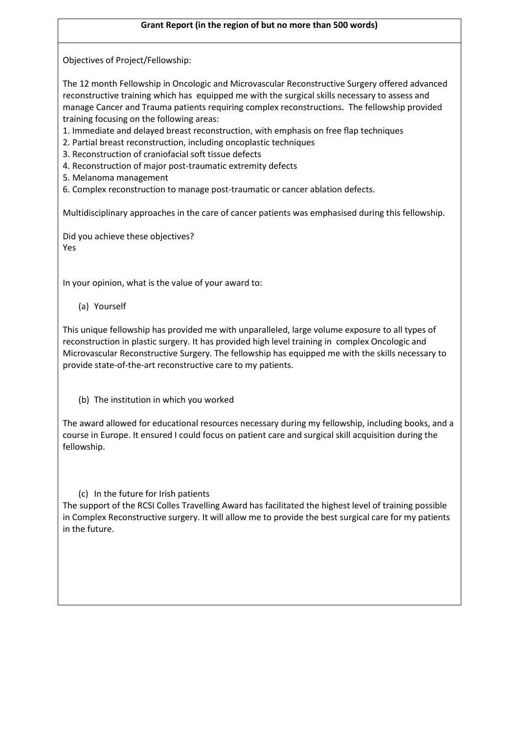**Grant Report (in the region of but no more than 500 words)**

Objectives of Project/Fellowship:

The 12 month Fellowship in Oncologic and Microvascular Reconstructive Surgery offered advanced reconstructive training which has equipped me with the surgical skills necessary to assess and manage Cancer and Trauma patients requiring complex reconstructions. The fellowship provided training focusing on the following areas:

1. Immediate and delayed breast reconstruction, with emphasis on free flap techniques
2. Partial breast reconstruction, including oncoplastic techniques
3. Reconstruction of craniofacial soft tissue defects
4. Reconstruction of major post-traumatic extremity defects
5. Melanoma management
6. Complex reconstruction to manage post-traumatic or cancer ablation defects.

Multidisciplinary approaches in the care of cancer patients was emphasised during this fellowship.

Did you achieve these objectives?
Yes

In your opinion, what is the value of your award to:

(a) Yourself

This unique fellowship has provided me with unparalleled, large volume exposure to all types of reconstruction in plastic surgery. It has provided high level training in complex Oncologic and Microvascular Reconstructive Surgery. The fellowship has equipped me with the skills necessary to provide state-of-the-art reconstructive care to my patients.

(b) The institution in which you worked

The award allowed for educational resources necessary during my fellowship, including books, and a course in Europe. It ensured I could focus on patient care and surgical skill acquisition during the fellowship.

(c) In the future for Irish patients

The support of the RCSI Colles Travelling Award has facilitated the highest level of training possible in Complex Reconstructive surgery. It will allow me to provide the best surgical care for my patients in the future.